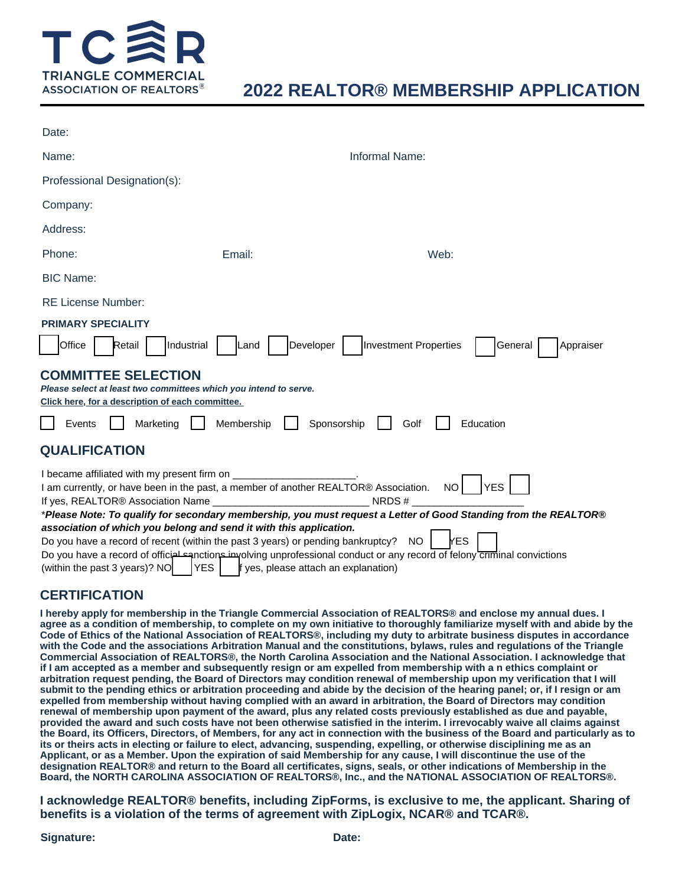TCAR
TRIANGLE COMMERCIAL
ASSOCIATION OF REALTORS®

# 2022 REALTOR® MEMBERSHIP APPLICATION

Date:

Name: Informal Name:

Professional Designation(s):

Company:

Address:

Phone: Email: Web:

BIC Name:

RE License Number:

**PRIMARY SPECIALITY**

☐ Office ☐ Retail ☐ Industrial ☐ Land ☐ Developer ☐ Investment Properties ☐ General ☐ Appraiser

## COMMITTEE SELECTION

***Please select at least two committees which you intend to serve.***

**Click here, for a description of each committee.**

☐ Events ☐ Marketing ☐ Membership ☐ Sponsorship ☐ Golf ☐ Education

## QUALIFICATION

I became affiliated with my present firm on ____________________.

I am currently, or have been in the past, a member of another REALTOR® Association. NO ☐ YES ☐

If yes, REALTOR® Association Name ___________________________ NRDS # ___________________

**\****Please Note: To qualify for secondary membership, you must request a Letter of Good Standing from the REALTOR® association of which you belong and send it with this application.***

Do you have a record of recent (within the past 3 years) or pending bankruptcy? NO ☐ YES ☐

Do you have a record of official sanctions involving unprofessional conduct or any record of felony criminal convictions (within the past 3 years)? NO ☐ YES ☐ If yes, please attach an explanation)

## CERTIFICATION

**I hereby apply for membership in the Triangle Commercial Association of REALTORS® and enclose my annual dues. I agree as a condition of membership, to complete on my own initiative to thoroughly familiarize myself with and abide by the Code of Ethics of the National Association of REALTORS®, including my duty to arbitrate business disputes in accordance with the Code and the associations Arbitration Manual and the constitutions, bylaws, rules and regulations of the Triangle Commercial Association of REALTORS®, the North Carolina Association and the National Association. I acknowledge that if I am accepted as a member and subsequently resign or am expelled from membership with a n ethics complaint or arbitration request pending, the Board of Directors may condition renewal of membership upon my verification that I will submit to the pending ethics or arbitration proceeding and abide by the decision of the hearing panel; or, if I resign or am expelled from membership without having complied with an award in arbitration, the Board of Directors may condition renewal of membership upon payment of the award, plus any related costs previously established as due and payable, provided the award and such costs have not been otherwise satisfied in the interim. I irrevocably waive all claims against the Board, its Officers, Directors, of Members, for any act in connection with the business of the Board and particularly as to its or theirs acts in electing or failure to elect, advancing, suspending, expelling, or otherwise disciplining me as an Applicant, or as a Member. Upon the expiration of said Membership for any cause, I will discontinue the use of the designation REALTOR® and return to the Board all certificates, signs, seals, or other indications of Membership in the Board, the NORTH CAROLINA ASSOCIATION OF REALTORS®, Inc., and the NATIONAL ASSOCIATION OF REALTORS®.**

**I acknowledge REALTOR® benefits, including ZipForms, is exclusive to me, the applicant. Sharing of benefits is a violation of the terms of agreement with ZipLogix, NCAR® and TCAR®.**

**Signature:** **Date:**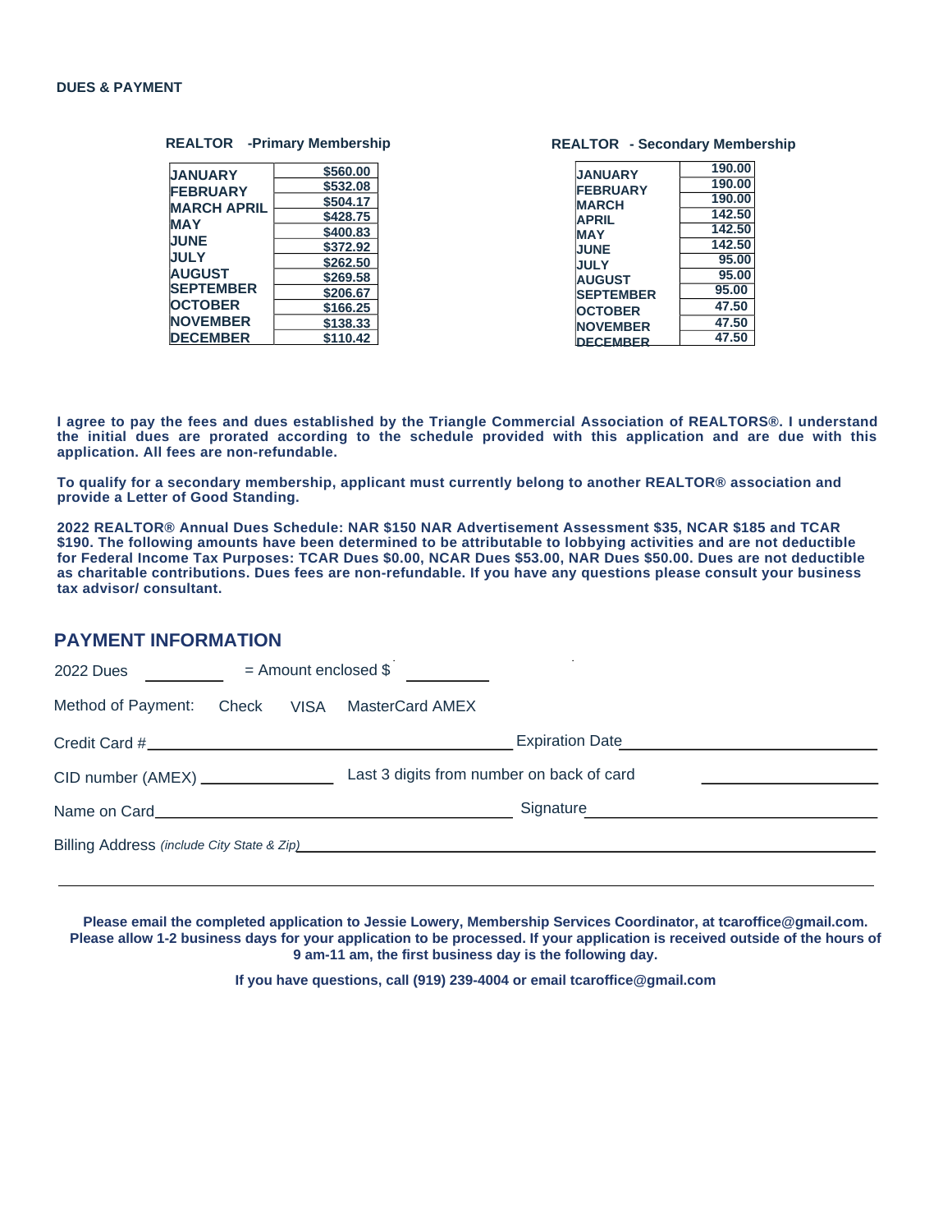**DUES & PAYMENT**

**REALTOR -Primary Membership**

| | |
|---|---|
| JANUARY | $560.00 |
| FEBRUARY | $532.08 |
| MARCH | $504.17 |
| APRIL | $428.75 |
| MAY | $400.83 |
| JUNE | $372.92 |
| JULY | $262.50 |
| AUGUST | $269.58 |
| SEPTEMBER | $206.67 |
| OCTOBER | $166.25 |
| NOVEMBER | $138.33 |
| DECEMBER | $110.42 |

**REALTOR - Secondary Membership**

| | |
|---|---|
| JANUARY | 190.00 |
| FEBRUARY | 190.00 |
| MARCH | 190.00 |
| APRIL | 142.50 |
| MAY | 142.50 |
| JUNE | 142.50 |
| JULY | 95.00 |
| AUGUST | 95.00 |
| SEPTEMBER | 95.00 |
| OCTOBER | 47.50 |
| NOVEMBER | 47.50 |
| DECEMBER | 47.50 |

**I agree to pay the fees and dues established by the Triangle Commercial Association of REALTORS®. I understand the initial dues are prorated according to the schedule provided with this application and are due with this application. All fees are non-refundable.**

**To qualify for a secondary membership, applicant must currently belong to another REALTOR® association and provide a Letter of Good Standing.**

**2022 REALTOR® Annual Dues Schedule: NAR $150 NAR Advertisement Assessment $35, NCAR $185 and TCAR $190. The following amounts have been determined to be attributable to lobbying activities and are not deductible for Federal Income Tax Purposes: TCAR Dues $0.00, NCAR Dues $53.00, NAR Dues $50.00. Dues are not deductible as charitable contributions. Dues fees are non-refundable. If you have any questions please consult your business tax advisor/ consultant.**

## PAYMENT INFORMATION

2022 Dues \_\_\_\_\_\_\_\_ = Amount enclosed $ \_\_\_\_\_\_\_\_

Method of Payment: Check VISA MasterCard AMEX

Credit Card # \_\_\_\_\_\_\_\_\_\_\_\_\_\_\_\_\_\_\_\_ Expiration Date \_\_\_\_\_\_\_\_\_\_\_\_\_\_\_\_

CID number (AMEX) \_\_\_\_\_\_\_\_ Last 3 digits from number on back of card \_\_\_\_\_\_\_\_

Name on Card \_\_\_\_\_\_\_\_\_\_\_\_\_\_\_\_\_\_\_\_ Signature \_\_\_\_\_\_\_\_\_\_\_\_\_\_\_\_

Billing Address *(include City State & Zip)* \_\_\_\_\_\_\_\_\_\_\_\_\_\_\_\_\_\_\_\_\_\_\_\_\_\_\_\_\_\_\_\_

**Please email the completed application to Jessie Lowery, Membership Services Coordinator, at tcaroffice@gmail.com. Please allow 1-2 business days for your application to be processed. If your application is received outside of the hours of 9 am-11 am, the first business day is the following day.**

**If you have questions, call (919) 239-4004 or email tcaroffice@gmail.com**